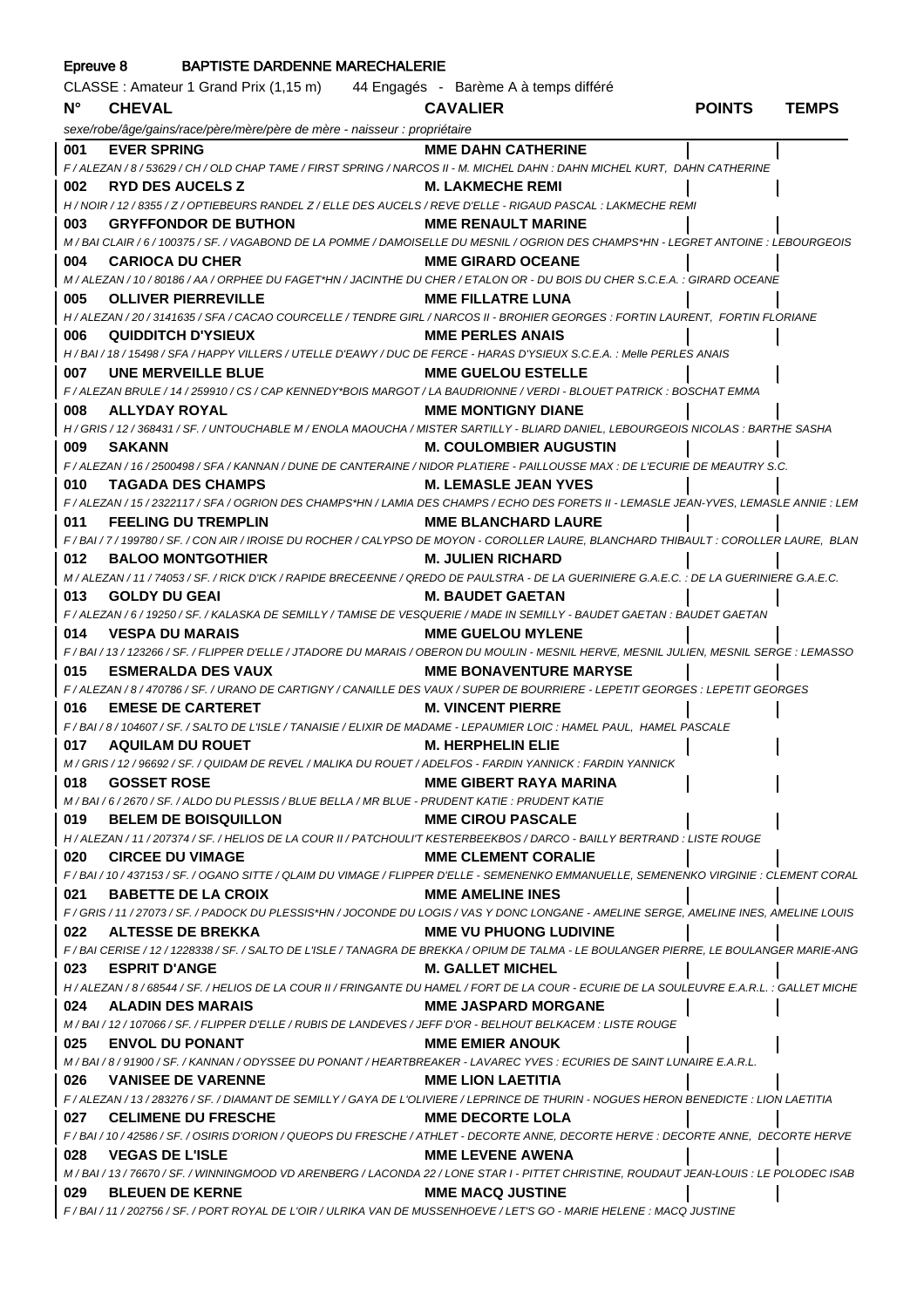**Epreuve 8 BAPTISTE DARDENNE MARECHALERIE**

CLASSE : Amateur 1 Grand Prix (1,15 m) 44 Engagés - Barème A à temps différé

| N° | CHEVAL | CAVALIER | POINTS | TEMPS |
|---|---|---|---|---|
| | *sexe/robe/âge/gains/race/père/mère/père de mère - naisseur : propriétaire* | | | |
| 001 | **EVER SPRING** | **MME DAHN CATHERINE** | | |
| | *F / ALEZAN / 8 / 53629 / CH / OLD CHAP TAME / FIRST SPRING / NARCOS II - M. MICHEL DAHN : DAHN MICHEL KURT, DAHN CATHERINE* | | | |
| 002 | **RYD DES AUCELS Z** | **M. LAKMECHE REMI** | | |
| | *H / NOIR / 12 / 8355 / Z / OPTIEBEURS RANDEL Z / ELLE DES AUCELS / REVE D'ELLE - RIGAUD PASCAL : LAKMECHE REMI* | | | |
| 003 | **GRYFFONDOR DE BUTHON** | **MME RENAULT MARINE** | | |
| | *M / BAI CLAIR / 6 / 100375 / SF. / VAGABOND DE LA POMME / DAMOISELLE DU MESNIL / OGRION DES CHAMPS\*HN - LEGRET ANTOINE : LEBOURGEOIS* | | | |
| 004 | **CARIOCA DU CHER** | **MME GIRARD OCEANE** | | |
| | *M / ALEZAN / 10 / 80186 / AA / ORPHEE DU FAGET\*HN / JACINTHE DU CHER / ETALON OR - DU BOIS DU CHER S.C.E.A. : GIRARD OCEANE* | | | |
| 005 | **OLLIVER PIERREVILLE** | **MME FILLATRE LUNA** | | |
| | *H / ALEZAN / 20 / 3141635 / SFA / CACAO COURCELLE / TENDRE GIRL / NARCOS II - BROHIER GEORGES : FORTIN LAURENT, FORTIN FLORIANE* | | | |
| 006 | **QUIDDITCH D'YSIEUX** | **MME PERLES ANAIS** | | |
| | *H / BAI / 18 / 15498 / SFA / HAPPY VILLERS / UTELLE D'EAWY / DUC DE FERCE - HARAS D'YSIEUX S.C.E.A. : Melle PERLES ANAIS* | | | |
| 007 | **UNE MERVEILLE BLUE** | **MME GUELOU ESTELLE** | | |
| | *F / ALEZAN BRULE / 14 / 259910 / CS / CAP KENNEDY\*BOIS MARGOT / LA BAUDRIONNE / VERDI - BLOUET PATRICK : BOSCHAT EMMA* | | | |
| 008 | **ALLYDAY ROYAL** | **MME MONTIGNY DIANE** | | |
| | *H / GRIS / 12 / 368431 / SF. / UNTOUCHABLE M / ENOLA MAOUCHA / MISTER SARTILLY - BLIARD DANIEL, LEBOURGEOIS NICOLAS : BARTHE SASHA* | | | |
| 009 | **SAKANN** | **M. COULOMBIER AUGUSTIN** | | |
| | *F / ALEZAN / 16 / 2500498 / SFA / KANNAN / DUNE DE CANTERAINE / NIDOR PLATIERE - PAILLOUSSE MAX : DE L'ECURIE DE MEAUTRY S.C.* | | | |
| 010 | **TAGADA DES CHAMPS** | **M. LEMASLE JEAN YVES** | | |
| | *F / ALEZAN / 15 / 2322117 / SFA / OGRION DES CHAMPS\*HN / LAMIA DES CHAMPS / ECHO DES FORETS II - LEMASLE JEAN-YVES, LEMASLE ANNIE : LEM* | | | |
| 011 | **FEELING DU TREMPLIN** | **MME BLANCHARD LAURE** | | |
| | *F / BAI / 7 / 199780 / SF. / CON AIR / IROISE DU ROCHER / CALYPSO DE MOYON - COROLLER LAURE, BLANCHARD THIBAULT : COROLLER LAURE, BLAN* | | | |
| 012 | **BALOO MONTGOTHIER** | **M. JULIEN RICHARD** | | |
| | *M / ALEZAN / 11 / 74053 / SF. / RICK D'ICK / RAPIDE BRECEENNE / QREDO DE PAULSTRA - DE LA GUERINIERE G.A.E.C. : DE LA GUERINIERE G.A.E.C.* | | | |
| 013 | **GOLDY DU GEAI** | **M. BAUDET GAETAN** | | |
| | *F / ALEZAN / 6 / 19250 / SF. / KALASKA DE SEMILLY / TAMISE DE VESQUERIE / MADE IN SEMILLY - BAUDET GAETAN : BAUDET GAETAN* | | | |
| 014 | **VESPA DU MARAIS** | **MME GUELOU MYLENE** | | |
| | *F / BAI / 13 / 123266 / SF. / FLIPPER D'ELLE / JTADORE DU MARAIS / OBERON DU MOULIN - MESNIL HERVE, MESNIL JULIEN, MESNIL SERGE : LEMASSO* | | | |
| 015 | **ESMERALDA DES VAUX** | **MME BONAVENTURE MARYSE** | | |
| | *F / ALEZAN / 8 / 470786 / SF. / URANO DE CARTIGNY / CANAILLE DES VAUX / SUPER DE BOURRIERE - LEPETIT GEORGES : LEPETIT GEORGES* | | | |
| 016 | **EMESE DE CARTERET** | **M. VINCENT PIERRE** | | |
| | *F / BAI / 8 / 104607 / SF. / SALTO DE L'ISLE / TANAISIE / ELIXIR DE MADAME - LEPAUMIER LOIC : HAMEL PAUL, HAMEL PASCALE* | | | |
| 017 | **AQUILAM DU ROUET** | **M. HERPHELIN ELIE** | | |
| | *M / GRIS / 12 / 96692 / SF. / QUIDAM DE REVEL / MALIKA DU ROUET / ADELFOS - FARDIN YANNICK : FARDIN YANNICK* | | | |
| 018 | **GOSSET ROSE** | **MME GIBERT RAYA MARINA** | | |
| | *M / BAI / 6 / 2670 / SF. / ALDO DU PLESSIS / BLUE BELLA / MR BLUE - PRUDENT KATIE : PRUDENT KATIE* | | | |
| 019 | **BELEM DE BOISQUILLON** | **MME CIROU PASCALE** | | |
| | *H / ALEZAN / 11 / 207374 / SF. / HELIOS DE LA COUR II / PATCHOULI'T KESTERBEEKBOS / DARCO - BAILLY BERTRAND : LISTE ROUGE* | | | |
| 020 | **CIRCEE DU VIMAGE** | **MME CLEMENT CORALIE** | | |
| | *F / BAI / 10 / 437153 / SF. / OGANO SITTE / QLAIM DU VIMAGE / FLIPPER D'ELLE - SEMENENKO EMMANUELLE, SEMENENKO VIRGINIE : CLEMENT CORAL* | | | |
| 021 | **BABETTE DE LA CROIX** | **MME AMELINE INES** | | |
| | *F / GRIS / 11 / 27073 / SF. / PADOCK DU PLESSIS\*HN / JOCONDE DU LOGIS / VAS Y DONC LONGANE - AMELINE SERGE, AMELINE INES, AMELINE LOUIS* | | | |
| 022 | **ALTESSE DE BREKKA** | **MME VU PHUONG LUDIVINE** | | |
| | *F / BAI CERISE / 12 / 1228338 / SF. / SALTO DE L'ISLE / TANAGRA DE BREKKA / OPIUM DE TALMA - LE BOULANGER PIERRE, LE BOULANGER MARIE-ANG* | | | |
| 023 | **ESPRIT D'ANGE** | **M. GALLET MICHEL** | | |
| | *H / ALEZAN / 8 / 68544 / SF. / HELIOS DE LA COUR II / FRINGANTE DU HAMEL / FORT DE LA COUR - ECURIE DE LA SOULEUVRE E.A.R.L. : GALLET MICHE* | | | |
| 024 | **ALADIN DES MARAIS** | **MME JASPARD MORGANE** | | |
| | *M / BAI / 12 / 107066 / SF. / FLIPPER D'ELLE / RUBIS DE LANDEVES / JEFF D'OR - BELHOUT BELKACEM : LISTE ROUGE* | | | |
| 025 | **ENVOL DU PONANT** | **MME EMIER ANOUK** | | |
| | *M / BAI / 8 / 91900 / SF. / KANNAN / ODYSSEE DU PONANT / HEARTBREAKER - LAVAREC YVES : ECURIES DE SAINT LUNAIRE E.A.R.L.* | | | |
| 026 | **VANISEE DE VARENNE** | **MME LION LAETITIA** | | |
| | *F / ALEZAN / 13 / 283276 / SF. / DIAMANT DE SEMILLY / GAYA DE L'OLIVIERE / LEPRINCE DE THURIN - NOGUES HERON BENEDICTE : LION LAETITIA* | | | |
| 027 | **CELIMENE DU FRESCHE** | **MME DECORTE LOLA** | | |
| | *F / BAI / 10 / 42586 / SF. / OSIRIS D'ORION / QUEOPS DU FRESCHE / ATHLET - DECORTE ANNE, DECORTE HERVE : DECORTE ANNE, DECORTE HERVE* | | | |
| 028 | **VEGAS DE L'ISLE** | **MME LEVENE AWENA** | | |
| | *M / BAI / 13 / 76670 / SF. / WINNINGMOOD VD ARENBERG / LACONDA 22 / LONE STAR I - PITTET CHRISTINE, ROUDAUT JEAN-LOUIS : LE POLODEC ISAB* | | | |
| 029 | **BLEUEN DE KERNE** | **MME MACQ JUSTINE** | | |
| | *F / BAI / 11 / 202756 / SF. / PORT ROYAL DE L'OIR / ULRIKA VAN DE MUSSENHOEVE / LET'S GO - MARIE HELENE : MACQ JUSTINE* | | | |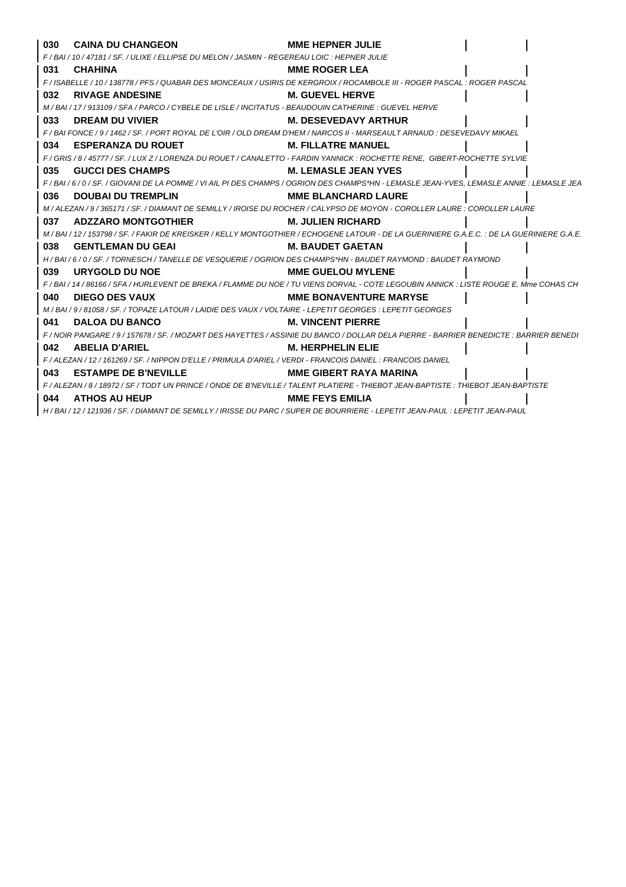**030 CAINA DU CHANGEON** **MME HEPNER JULIE**

*F / BAI / 10 / 47181 / SF. / ULIXE / ELLIPSE DU MELON / JASMIN - REGEREAU LOIC : HEPNER JULIE*

**031 CHAHINA** **MME ROGER LEA**

*F / ISABELLE / 10 / 138778 / PFS / QUABAR DES MONCEAUX / USIRIS DE KERGROIX / ROCAMBOLE III - ROGER PASCAL : ROGER PASCAL*

**032 RIVAGE ANDESINE** **M. GUEVEL HERVE**

*M / BAI / 17 / 913109 / SFA / PARCO / CYBELE DE LISLE / INCITATUS - BEAUDOUIN CATHERINE : GUEVEL HERVE*

**033 DREAM DU VIVIER** **M. DESEVEDAVY ARTHUR**

*F / BAI FONCE / 9 / 1462 / SF. / PORT ROYAL DE L'OIR / OLD DREAM D'HEM / NARCOS II - MARSEAULT ARNAUD : DESEVEDAVY MIKAEL*

**034 ESPERANZA DU ROUET** **M. FILLATRE MANUEL**

*F / GRIS / 8 / 45777 / SF. / LUX Z / LORENZA DU ROUET / CANALETTO - FARDIN YANNICK : ROCHETTE RENE, GIBERT-ROCHETTE SYLVIE*

**035 GUCCI DES CHAMPS** **M. LEMASLE JEAN YVES**

*F / BAI / 6 / 0 / SF. / GIOVANI DE LA POMME / VI AIL PI DES CHAMPS / OGRION DES CHAMPS*HN - LEMASLE JEAN-YVES, LEMASLE ANNIE : LEMASLE JEA*

**036 DOUBAI DU TREMPLIN** **MME BLANCHARD LAURE**

*M / ALEZAN / 9 / 365171 / SF. / DIAMANT DE SEMILLY / IROISE DU ROCHER / CALYPSO DE MOYON - COROLLER LAURE : COROLLER LAURE*

**037 ADZZARO MONTGOTHIER** **M. JULIEN RICHARD**

*M / BAI / 12 / 153798 / SF. / FAKIR DE KREISKER / KELLY MONTGOTHIER / ECHOGENE LATOUR - DE LA GUERINIERE G.A.E.C. : DE LA GUERINIERE G.A.E.*

**038 GENTLEMAN DU GEAI** **M. BAUDET GAETAN**

*H / BAI / 6 / 0 / SF. / TORNESCH / TANELLE DE VESQUERIE / OGRION DES CHAMPS*HN - BAUDET RAYMOND : BAUDET RAYMOND*

**039 URYGOLD DU NOE** **MME GUELOU MYLENE**

*F / BAI / 14 / 86166 / SFA / HURLEVENT DE BREKA / FLAMME DU NOE / TU VIENS DORVAL - COTE LEGOUBIN ANNICK : LISTE ROUGE E, Mme COHAS CH*

**040 DIEGO DES VAUX** **MME BONAVENTURE MARYSE**

*M / BAI / 9 / 81058 / SF. / TOPAZE LATOUR / LAIDIE DES VAUX / VOLTAIRE - LEPETIT GEORGES : LEPETIT GEORGES*

**041 DALOA DU BANCO** **M. VINCENT PIERRE**

*F / NOIR PANGARE / 9 / 157678 / SF. / MOZART DES HAYETTES / ASSINIE DU BANCO / DOLLAR DELA PIERRE - BARRIER BENEDICTE : BARRIER BENEDI*

**042 ABELIA D'ARIEL** **M. HERPHELIN ELIE**

*F / ALEZAN / 12 / 161269 / SF. / NIPPON D'ELLE / PRIMULA D'ARIEL / VERDI - FRANCOIS DANIEL : FRANCOIS DANIEL*

**043 ESTAMPE DE B'NEVILLE** **MME GIBERT RAYA MARINA**

*F / ALEZAN / 8 / 18972 / SF / TODT UN PRINCE / ONDE DE B'NEVILLE / TALENT PLATIERE - THIEBOT JEAN-BAPTISTE : THIEBOT JEAN-BAPTISTE*

**044 ATHOS AU HEUP** **MME FEYS EMILIA**

*H / BAI / 12 / 121936 / SF. / DIAMANT DE SEMILLY / IRISSE DU PARC / SUPER DE BOURRIERE - LEPETIT JEAN-PAUL : LEPETIT JEAN-PAUL*